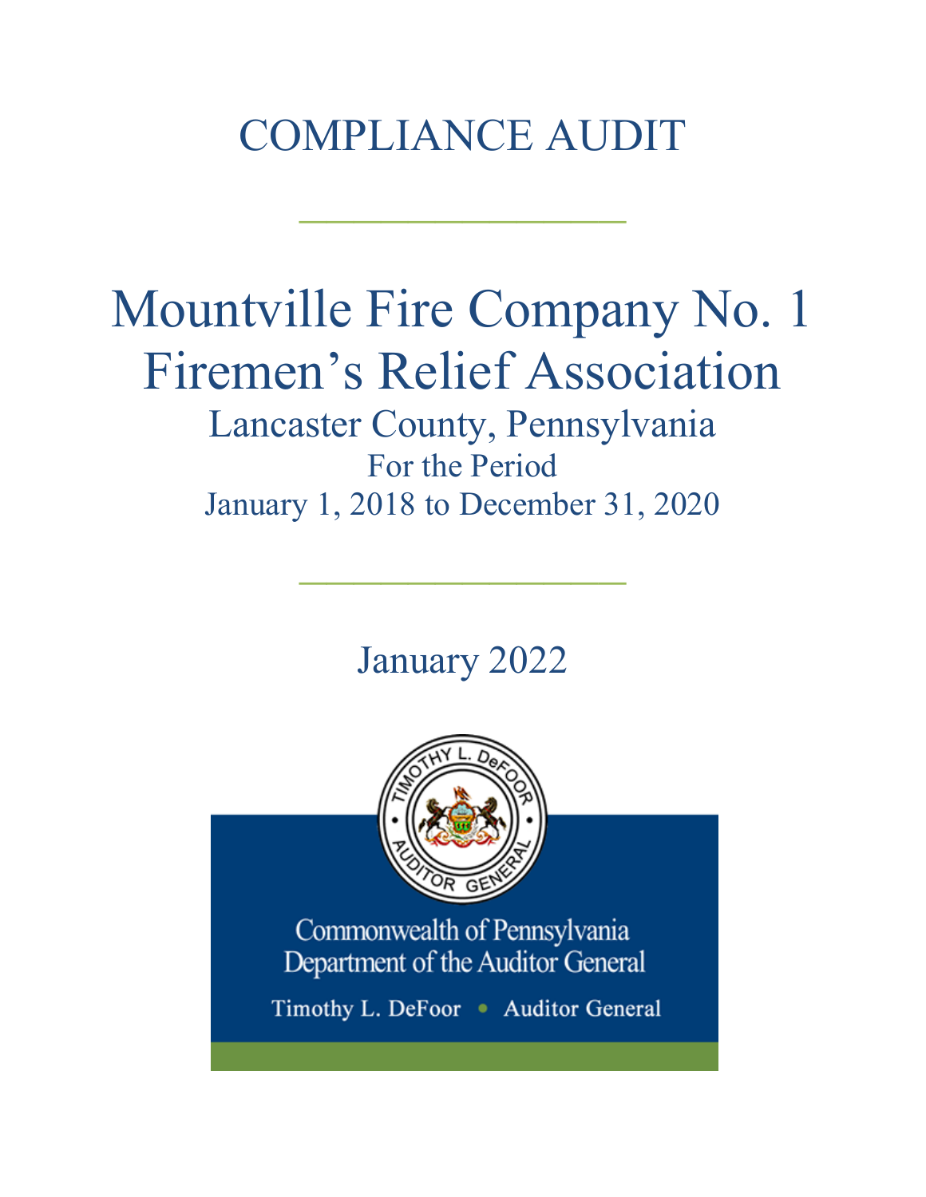# COMPLIANCE AUDIT

---

# Mountville Fire Company No. 1 Firemen's Relief Association

## Lancaster County, Pennsylvania

For the Period

January 1, 2018 to December 31, 2020

---

January 2022

Commonwealth of Pennsylvania
Department of the Auditor General

Timothy L. DeFoor • Auditor General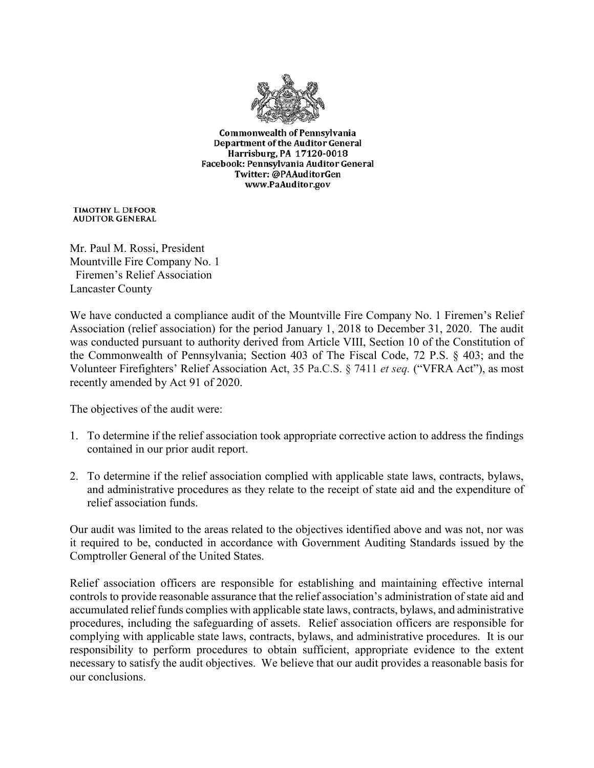**Commonwealth of Pennsylvania**
**Department of the Auditor General**
**Harrisburg, PA 17120-0018**
**Facebook: Pennsylvania Auditor General**
**Twitter: @PAAuditorGen**
**www.PaAuditor.gov**

**TIMOTHY L. DEFOOR**
**AUDITOR GENERAL**

Mr. Paul M. Rossi, President
Mountville Fire Company No. 1
Firemen's Relief Association
Lancaster County

We have conducted a compliance audit of the Mountville Fire Company No. 1 Firemen's Relief Association (relief association) for the period January 1, 2018 to December 31, 2020. The audit was conducted pursuant to authority derived from Article VIII, Section 10 of the Constitution of the Commonwealth of Pennsylvania; Section 403 of The Fiscal Code, 72 P.S. § 403; and the Volunteer Firefighters' Relief Association Act, 35 Pa.C.S. § 7411 *et seq.* ("VFRA Act"), as most recently amended by Act 91 of 2020.

The objectives of the audit were:

1. To determine if the relief association took appropriate corrective action to address the findings contained in our prior audit report.
2. To determine if the relief association complied with applicable state laws, contracts, bylaws, and administrative procedures as they relate to the receipt of state aid and the expenditure of relief association funds.

Our audit was limited to the areas related to the objectives identified above and was not, nor was it required to be, conducted in accordance with Government Auditing Standards issued by the Comptroller General of the United States.

Relief association officers are responsible for establishing and maintaining effective internal controls to provide reasonable assurance that the relief association's administration of state aid and accumulated relief funds complies with applicable state laws, contracts, bylaws, and administrative procedures, including the safeguarding of assets. Relief association officers are responsible for complying with applicable state laws, contracts, bylaws, and administrative procedures. It is our responsibility to perform procedures to obtain sufficient, appropriate evidence to the extent necessary to satisfy the audit objectives. We believe that our audit provides a reasonable basis for our conclusions.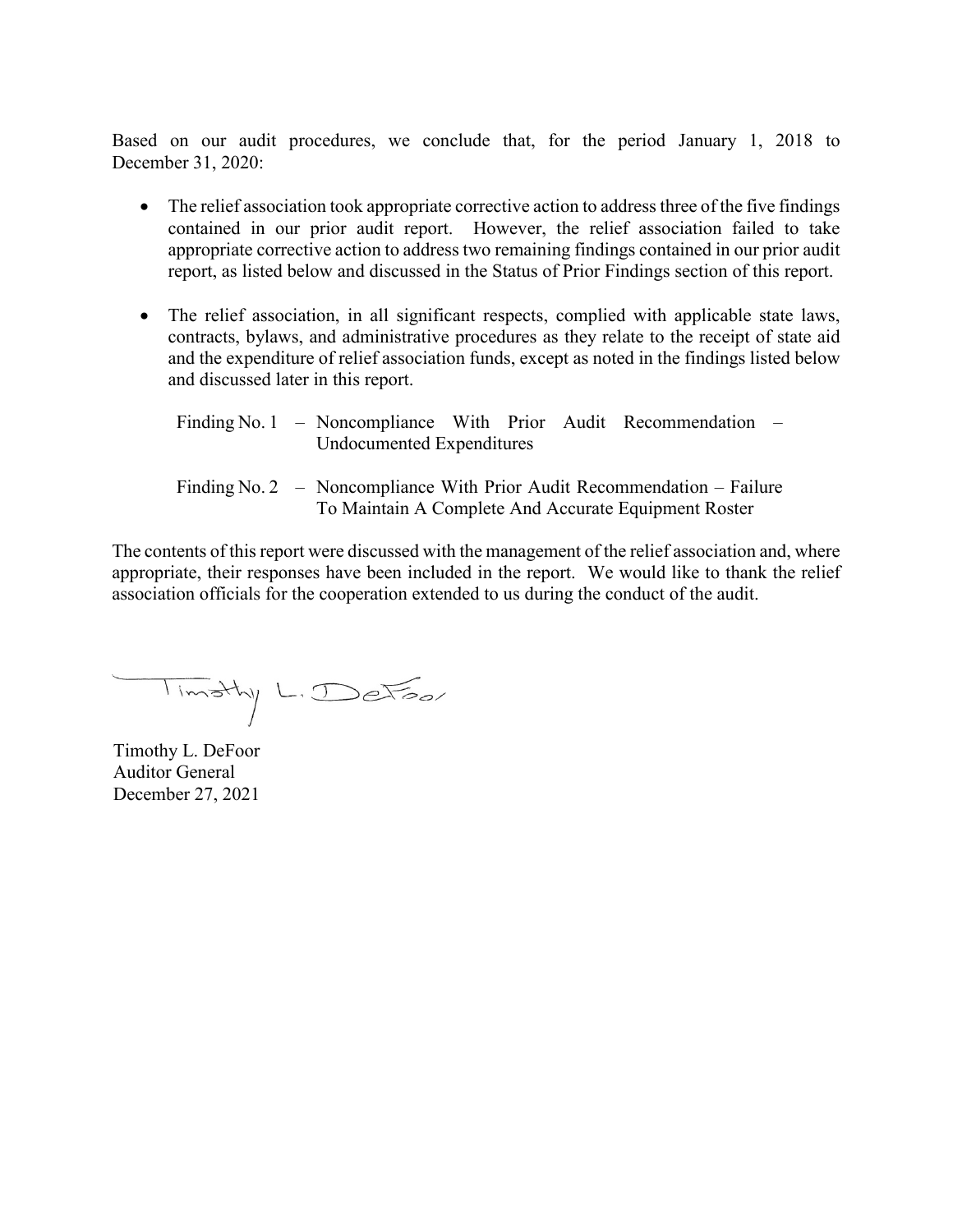Based on our audit procedures, we conclude that, for the period January 1, 2018 to December 31, 2020:

- The relief association took appropriate corrective action to address three of the five findings contained in our prior audit report. However, the relief association failed to take appropriate corrective action to address two remaining findings contained in our prior audit report, as listed below and discussed in the Status of Prior Findings section of this report.

- The relief association, in all significant respects, complied with applicable state laws, contracts, bylaws, and administrative procedures as they relate to the receipt of state aid and the expenditure of relief association funds, except as noted in the findings listed below and discussed later in this report.

  Finding No. 1 – Noncompliance With Prior Audit Recommendation – Undocumented Expenditures

  Finding No. 2 – Noncompliance With Prior Audit Recommendation – Failure To Maintain A Complete And Accurate Equipment Roster

The contents of this report were discussed with the management of the relief association and, where appropriate, their responses have been included in the report. We would like to thank the relief association officials for the cooperation extended to us during the conduct of the audit.

Timothy L. DeFoor
Auditor General
December 27, 2021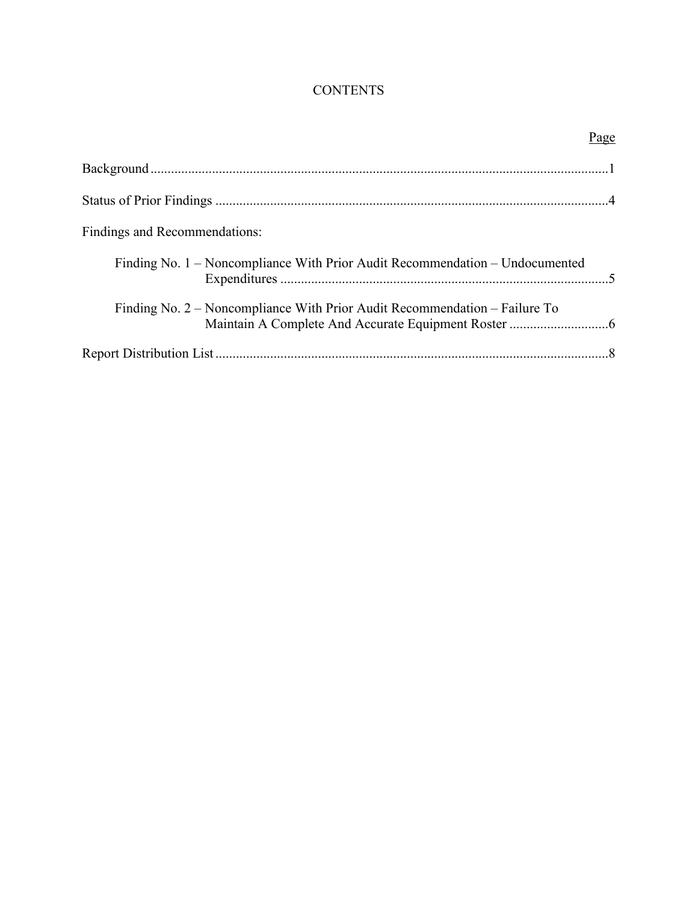# CONTENTS

| | Page |
|---|---|
| Background | 1 |
| Status of Prior Findings | 4 |
| Findings and Recommendations: | |
| Finding No. 1 – Noncompliance With Prior Audit Recommendation – Undocumented Expenditures | 5 |
| Finding No. 2 – Noncompliance With Prior Audit Recommendation – Failure To Maintain A Complete And Accurate Equipment Roster | 6 |
| Report Distribution List | 8 |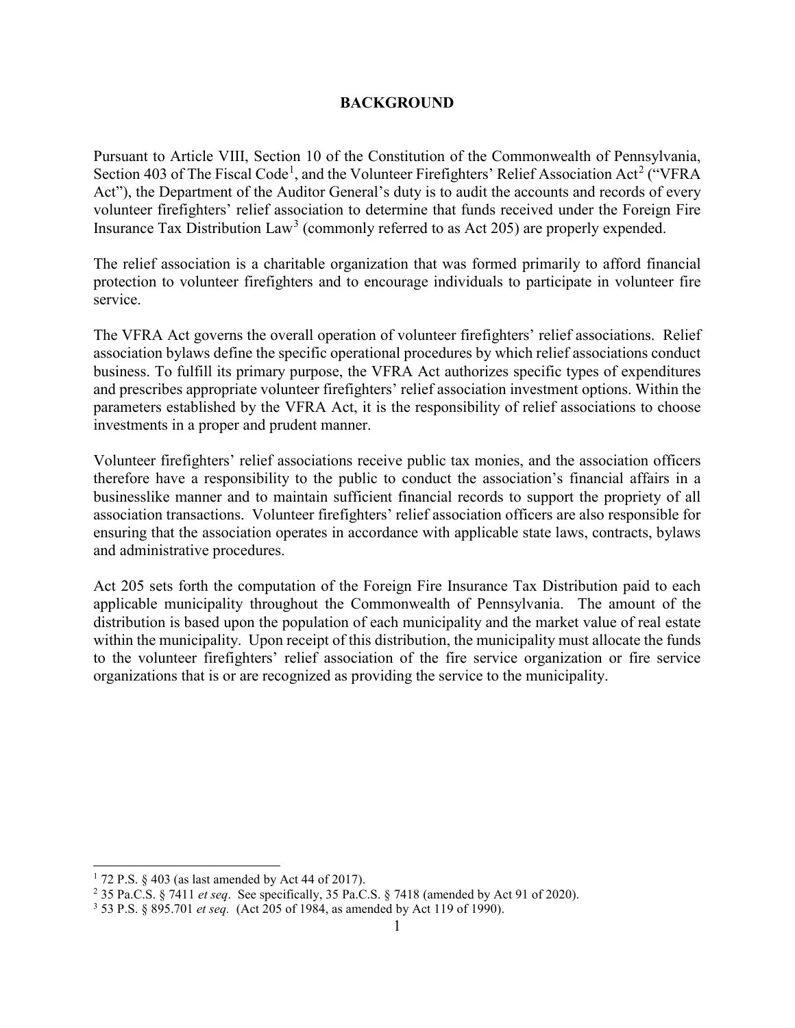## BACKGROUND

Pursuant to Article VIII, Section 10 of the Constitution of the Commonwealth of Pennsylvania, Section 403 of The Fiscal Code[1], and the Volunteer Firefighters' Relief Association Act[2] ("VFRA Act"), the Department of the Auditor General's duty is to audit the accounts and records of every volunteer firefighters' relief association to determine that funds received under the Foreign Fire Insurance Tax Distribution Law[3] (commonly referred to as Act 205) are properly expended.

The relief association is a charitable organization that was formed primarily to afford financial protection to volunteer firefighters and to encourage individuals to participate in volunteer fire service.

The VFRA Act governs the overall operation of volunteer firefighters' relief associations. Relief association bylaws define the specific operational procedures by which relief associations conduct business. To fulfill its primary purpose, the VFRA Act authorizes specific types of expenditures and prescribes appropriate volunteer firefighters' relief association investment options. Within the parameters established by the VFRA Act, it is the responsibility of relief associations to choose investments in a proper and prudent manner.

Volunteer firefighters' relief associations receive public tax monies, and the association officers therefore have a responsibility to the public to conduct the association's financial affairs in a businesslike manner and to maintain sufficient financial records to support the propriety of all association transactions. Volunteer firefighters' relief association officers are also responsible for ensuring that the association operates in accordance with applicable state laws, contracts, bylaws and administrative procedures.

Act 205 sets forth the computation of the Foreign Fire Insurance Tax Distribution paid to each applicable municipality throughout the Commonwealth of Pennsylvania. The amount of the distribution is based upon the population of each municipality and the market value of real estate within the municipality. Upon receipt of this distribution, the municipality must allocate the funds to the volunteer firefighters' relief association of the fire service organization or fire service organizations that is or are recognized as providing the service to the municipality.

---

[1] 72 P.S. § 403 (as last amended by Act 44 of 2017).

[2] 35 Pa.C.S. § 7411 *et seq*. See specifically, 35 Pa.C.S. § 7418 (amended by Act 91 of 2020).

[3] 53 P.S. § 895.701 *et seq.* (Act 205 of 1984, as amended by Act 119 of 1990).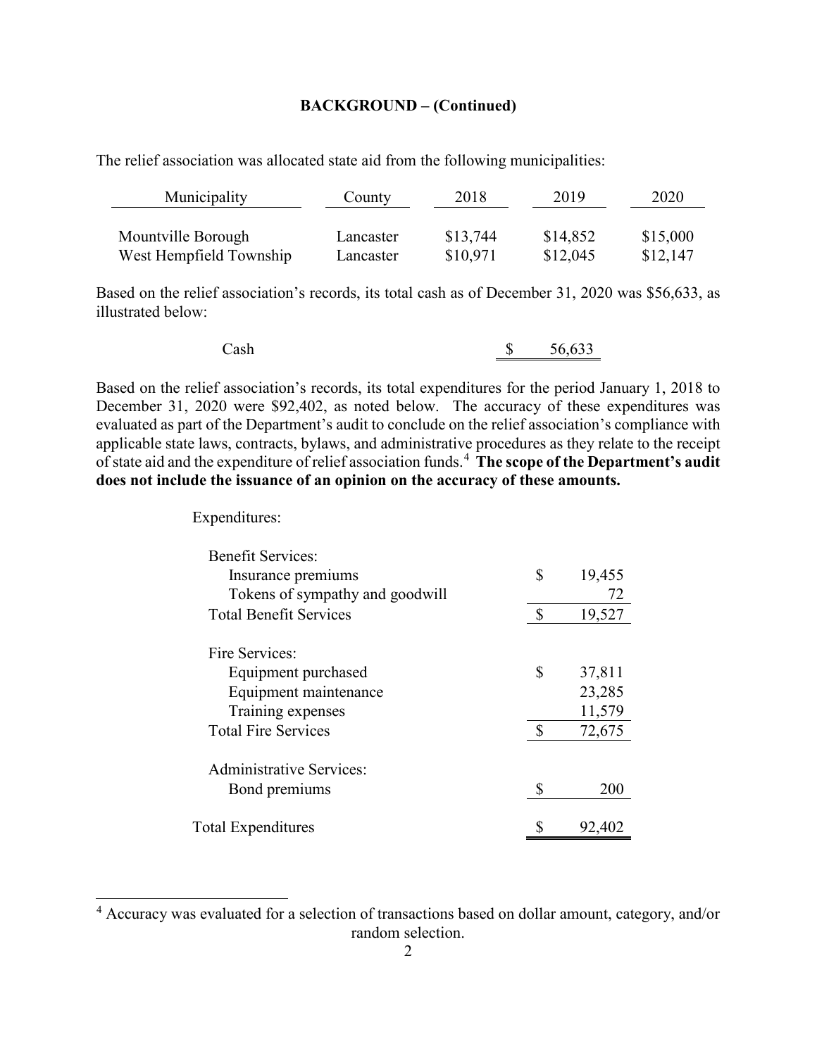## BACKGROUND – (Continued)

The relief association was allocated state aid from the following municipalities:

| Municipality | County | 2018 | 2019 | 2020 |
|---|---|---|---|---|
| Mountville Borough | Lancaster | $13,744 | $14,852 | $15,000 |
| West Hempfield Township | Lancaster | $10,971 | $12,045 | $12,147 |

Based on the relief association's records, its total cash as of December 31, 2020 was $56,633, as illustrated below:

| | |
|---|---|
| Cash | $ 56,633 |

Based on the relief association's records, its total expenditures for the period January 1, 2018 to December 31, 2020 were $92,402, as noted below. The accuracy of these expenditures was evaluated as part of the Department's audit to conclude on the relief association's compliance with applicable state laws, contracts, bylaws, and administrative procedures as they relate to the receipt of state aid and the expenditure of relief association funds.[4] **The scope of the Department's audit does not include the issuance of an opinion on the accuracy of these amounts.**

| Expenditures: | |
|---|---|
| Benefit Services: | |
| Insurance premiums | $ 19,455 |
| Tokens of sympathy and goodwill | 72 |
| Total Benefit Services | $ 19,527 |
| Fire Services: | |
| Equipment purchased | $ 37,811 |
| Equipment maintenance | 23,285 |
| Training expenses | 11,579 |
| Total Fire Services | $ 72,675 |
| Administrative Services: | |
| Bond premiums | $ 200 |
| Total Expenditures | $ 92,402 |

[4] Accuracy was evaluated for a selection of transactions based on dollar amount, category, and/or random selection.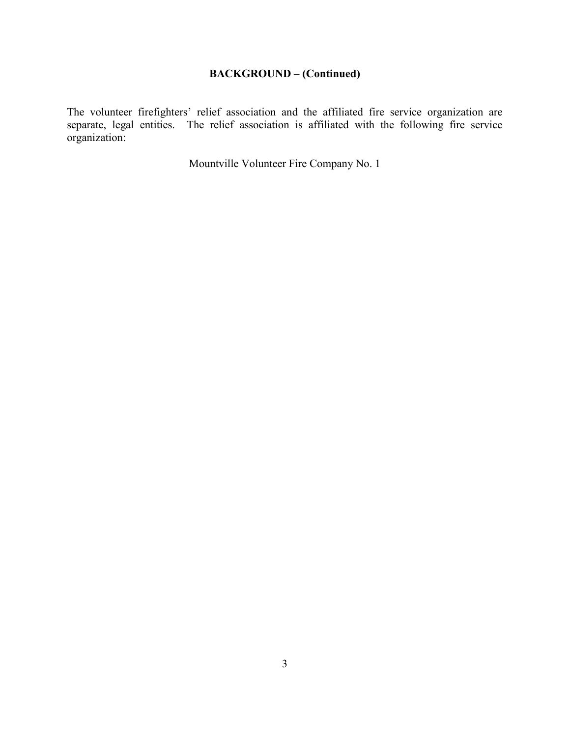## BACKGROUND – (Continued)

The volunteer firefighters' relief association and the affiliated fire service organization are separate, legal entities. The relief association is affiliated with the following fire service organization:

Mountville Volunteer Fire Company No. 1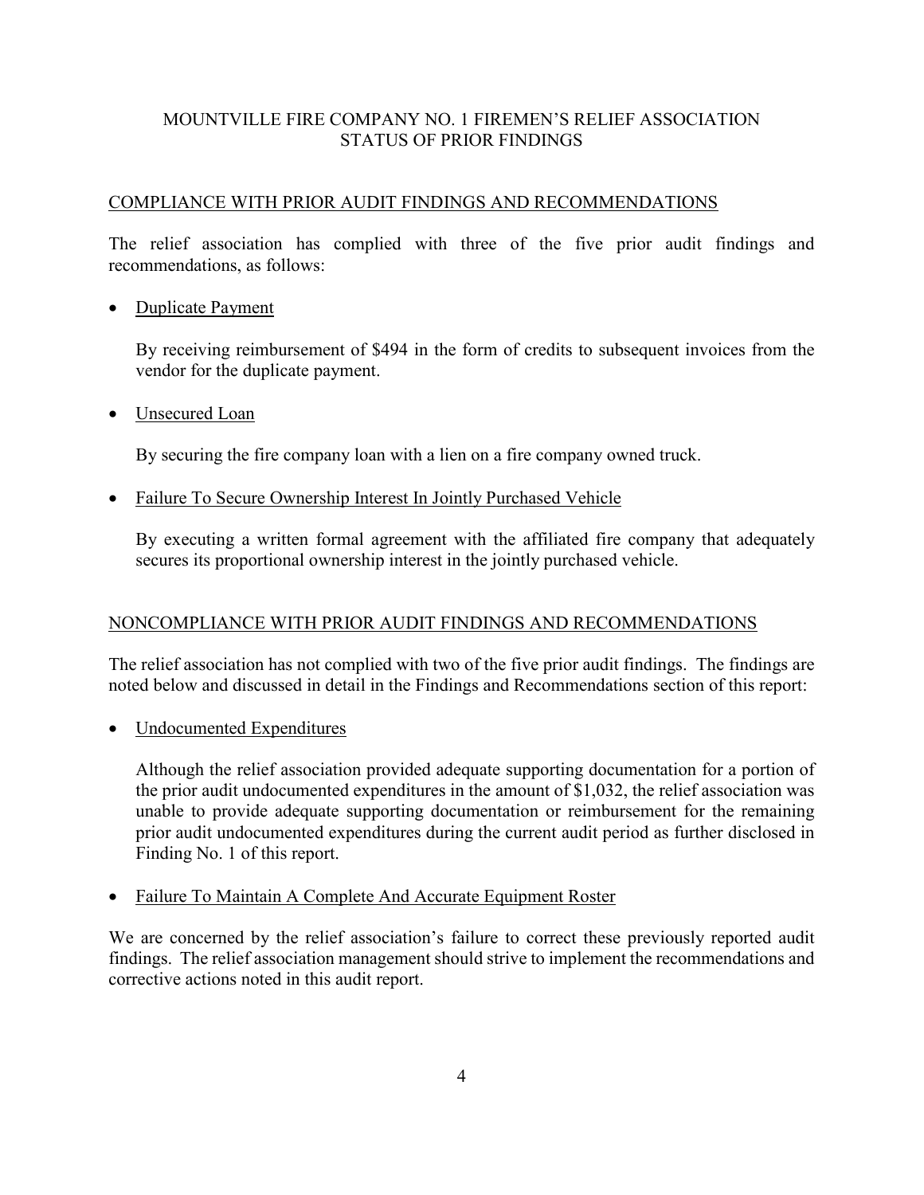# MOUNTVILLE FIRE COMPANY NO. 1 FIREMEN'S RELIEF ASSOCIATION
## STATUS OF PRIOR FINDINGS

### COMPLIANCE WITH PRIOR AUDIT FINDINGS AND RECOMMENDATIONS

The relief association has complied with three of the five prior audit findings and recommendations, as follows:

- Duplicate Payment

  By receiving reimbursement of $494 in the form of credits to subsequent invoices from the vendor for the duplicate payment.

- Unsecured Loan

  By securing the fire company loan with a lien on a fire company owned truck.

- Failure To Secure Ownership Interest In Jointly Purchased Vehicle

  By executing a written formal agreement with the affiliated fire company that adequately secures its proportional ownership interest in the jointly purchased vehicle.

### NONCOMPLIANCE WITH PRIOR AUDIT FINDINGS AND RECOMMENDATIONS

The relief association has not complied with two of the five prior audit findings. The findings are noted below and discussed in detail in the Findings and Recommendations section of this report:

- Undocumented Expenditures

  Although the relief association provided adequate supporting documentation for a portion of the prior audit undocumented expenditures in the amount of $1,032, the relief association was unable to provide adequate supporting documentation or reimbursement for the remaining prior audit undocumented expenditures during the current audit period as further disclosed in Finding No. 1 of this report.

- Failure To Maintain A Complete And Accurate Equipment Roster

We are concerned by the relief association's failure to correct these previously reported audit findings. The relief association management should strive to implement the recommendations and corrective actions noted in this audit report.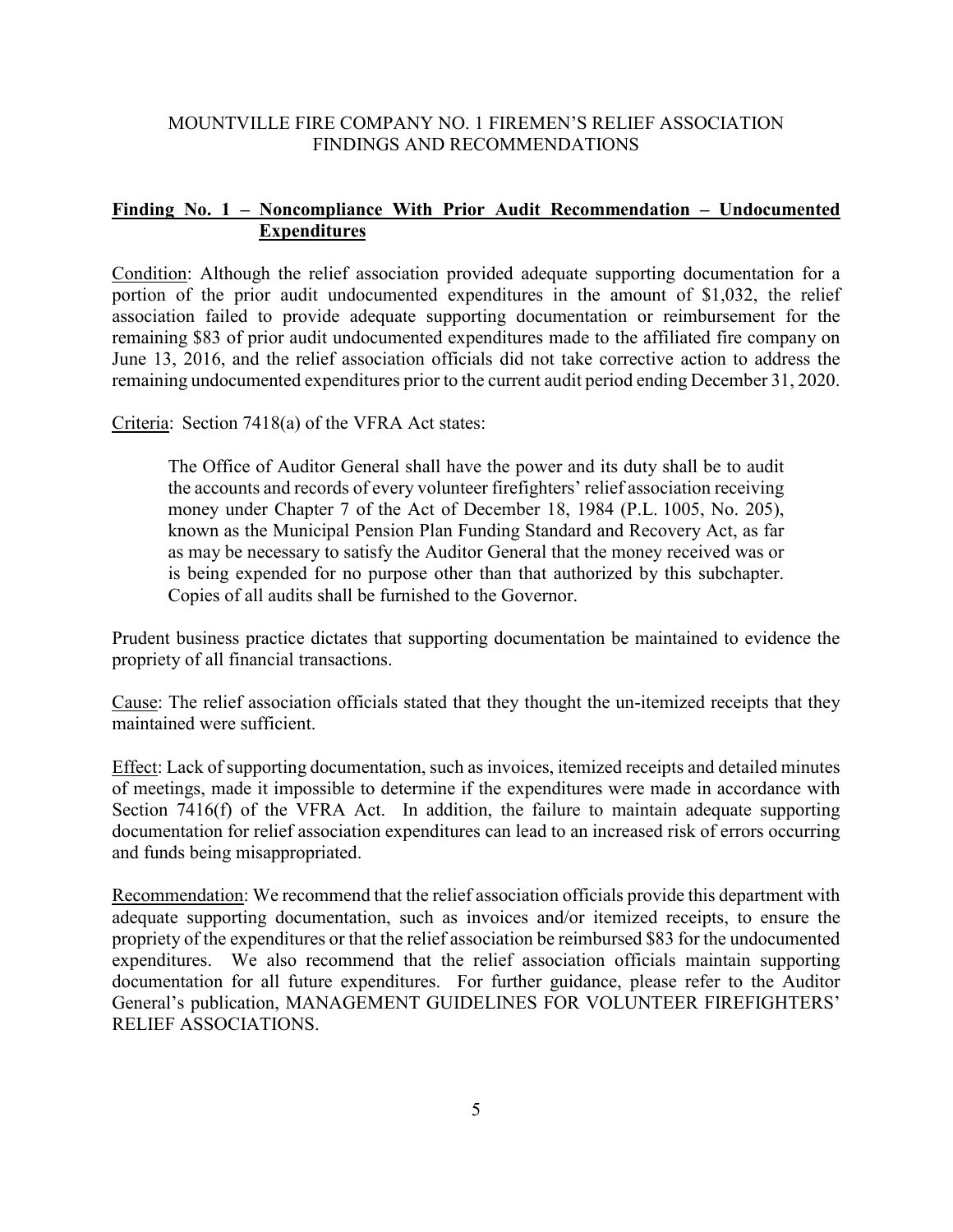MOUNTVILLE FIRE COMPANY NO. 1 FIREMEN'S RELIEF ASSOCIATION
FINDINGS AND RECOMMENDATIONS

## Finding No. 1 – Noncompliance With Prior Audit Recommendation – Undocumented Expenditures

Condition: Although the relief association provided adequate supporting documentation for a portion of the prior audit undocumented expenditures in the amount of $1,032, the relief association failed to provide adequate supporting documentation or reimbursement for the remaining $83 of prior audit undocumented expenditures made to the affiliated fire company on June 13, 2016, and the relief association officials did not take corrective action to address the remaining undocumented expenditures prior to the current audit period ending December 31, 2020.

Criteria: Section 7418(a) of the VFRA Act states:

> The Office of Auditor General shall have the power and its duty shall be to audit the accounts and records of every volunteer firefighters' relief association receiving money under Chapter 7 of the Act of December 18, 1984 (P.L. 1005, No. 205), known as the Municipal Pension Plan Funding Standard and Recovery Act, as far as may be necessary to satisfy the Auditor General that the money received was or is being expended for no purpose other than that authorized by this subchapter. Copies of all audits shall be furnished to the Governor.

Prudent business practice dictates that supporting documentation be maintained to evidence the propriety of all financial transactions.

Cause: The relief association officials stated that they thought the un-itemized receipts that they maintained were sufficient.

Effect: Lack of supporting documentation, such as invoices, itemized receipts and detailed minutes of meetings, made it impossible to determine if the expenditures were made in accordance with Section 7416(f) of the VFRA Act. In addition, the failure to maintain adequate supporting documentation for relief association expenditures can lead to an increased risk of errors occurring and funds being misappropriated.

Recommendation: We recommend that the relief association officials provide this department with adequate supporting documentation, such as invoices and/or itemized receipts, to ensure the propriety of the expenditures or that the relief association be reimbursed $83 for the undocumented expenditures. We also recommend that the relief association officials maintain supporting documentation for all future expenditures. For further guidance, please refer to the Auditor General's publication, MANAGEMENT GUIDELINES FOR VOLUNTEER FIREFIGHTERS' RELIEF ASSOCIATIONS.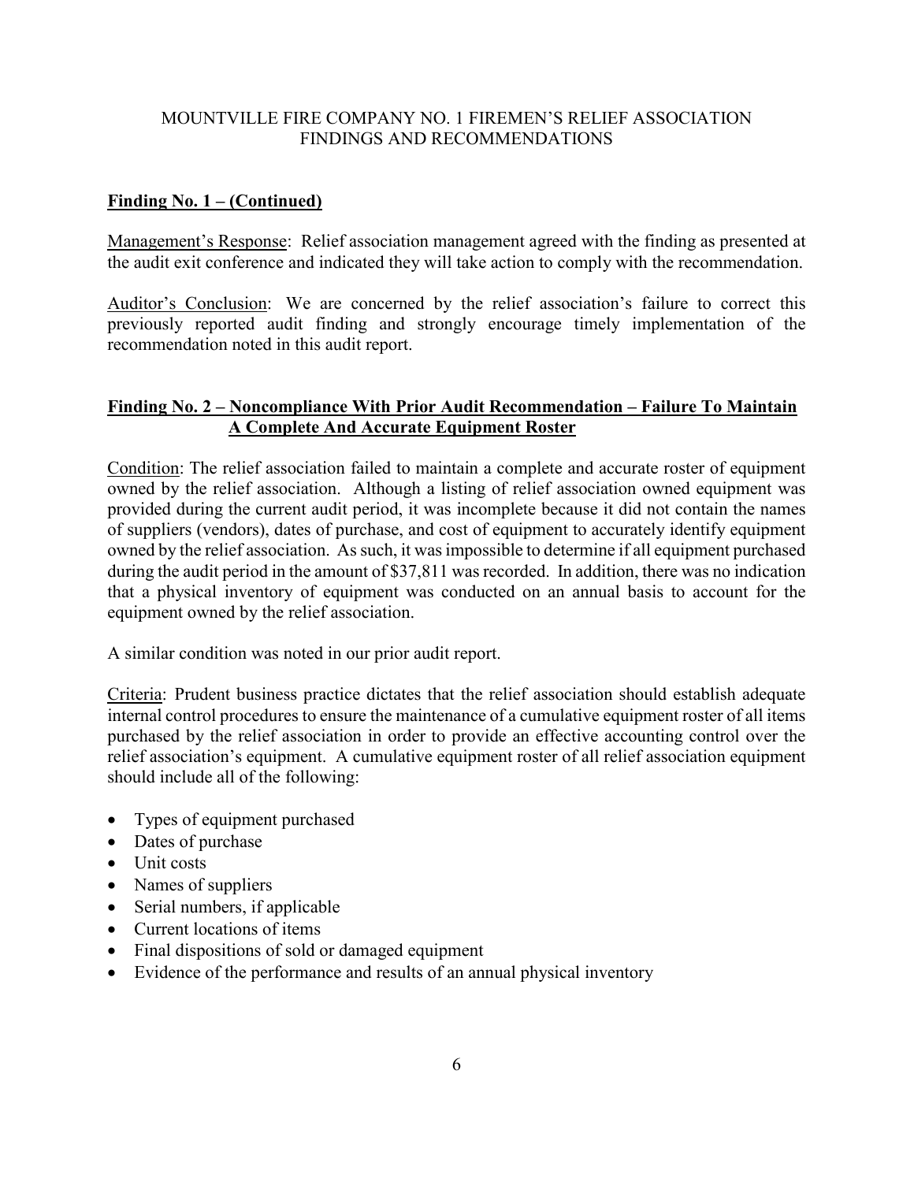MOUNTVILLE FIRE COMPANY NO. 1 FIREMEN'S RELIEF ASSOCIATION
FINDINGS AND RECOMMENDATIONS

**Finding No. 1 – (Continued)**

Management's Response: Relief association management agreed with the finding as presented at the audit exit conference and indicated they will take action to comply with the recommendation.

Auditor's Conclusion: We are concerned by the relief association's failure to correct this previously reported audit finding and strongly encourage timely implementation of the recommendation noted in this audit report.

**Finding No. 2 – Noncompliance With Prior Audit Recommendation – Failure To Maintain A Complete And Accurate Equipment Roster**

Condition: The relief association failed to maintain a complete and accurate roster of equipment owned by the relief association. Although a listing of relief association owned equipment was provided during the current audit period, it was incomplete because it did not contain the names of suppliers (vendors), dates of purchase, and cost of equipment to accurately identify equipment owned by the relief association. As such, it was impossible to determine if all equipment purchased during the audit period in the amount of $37,811 was recorded. In addition, there was no indication that a physical inventory of equipment was conducted on an annual basis to account for the equipment owned by the relief association.

A similar condition was noted in our prior audit report.

Criteria: Prudent business practice dictates that the relief association should establish adequate internal control procedures to ensure the maintenance of a cumulative equipment roster of all items purchased by the relief association in order to provide an effective accounting control over the relief association's equipment. A cumulative equipment roster of all relief association equipment should include all of the following:

- Types of equipment purchased
- Dates of purchase
- Unit costs
- Names of suppliers
- Serial numbers, if applicable
- Current locations of items
- Final dispositions of sold or damaged equipment
- Evidence of the performance and results of an annual physical inventory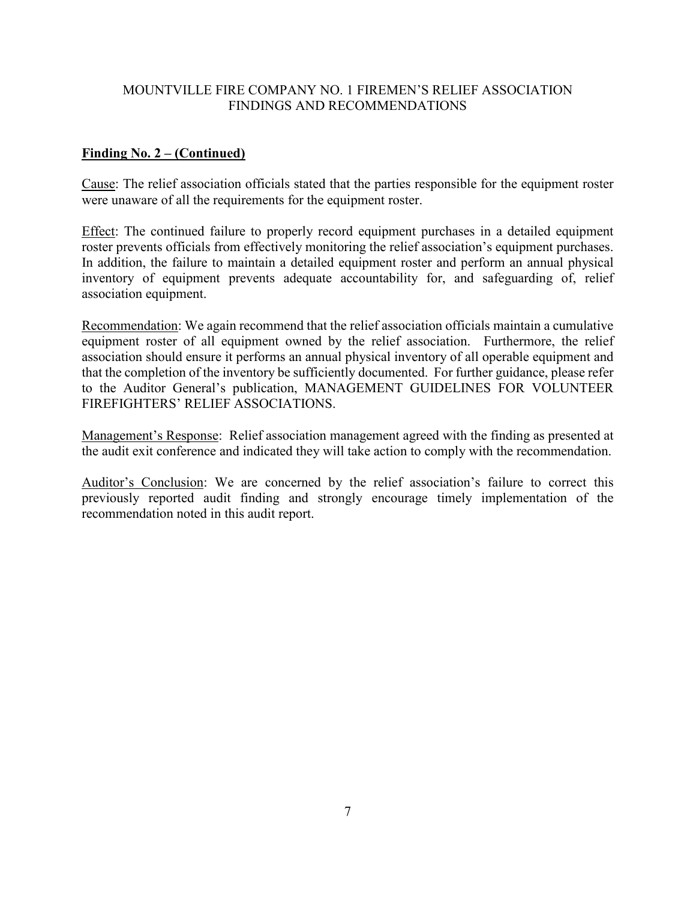MOUNTVILLE FIRE COMPANY NO. 1 FIREMEN'S RELIEF ASSOCIATION
FINDINGS AND RECOMMENDATIONS

**Finding No. 2 – (Continued)**

Cause: The relief association officials stated that the parties responsible for the equipment roster were unaware of all the requirements for the equipment roster.

Effect: The continued failure to properly record equipment purchases in a detailed equipment roster prevents officials from effectively monitoring the relief association's equipment purchases. In addition, the failure to maintain a detailed equipment roster and perform an annual physical inventory of equipment prevents adequate accountability for, and safeguarding of, relief association equipment.

Recommendation: We again recommend that the relief association officials maintain a cumulative equipment roster of all equipment owned by the relief association. Furthermore, the relief association should ensure it performs an annual physical inventory of all operable equipment and that the completion of the inventory be sufficiently documented. For further guidance, please refer to the Auditor General's publication, MANAGEMENT GUIDELINES FOR VOLUNTEER FIREFIGHTERS' RELIEF ASSOCIATIONS.

Management's Response: Relief association management agreed with the finding as presented at the audit exit conference and indicated they will take action to comply with the recommendation.

Auditor's Conclusion: We are concerned by the relief association's failure to correct this previously reported audit finding and strongly encourage timely implementation of the recommendation noted in this audit report.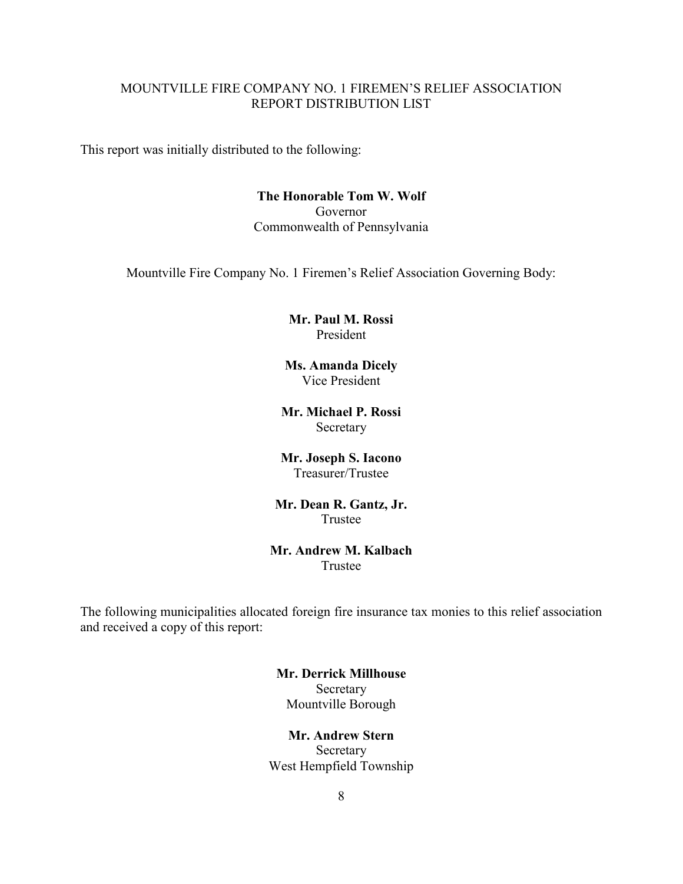# MOUNTVILLE FIRE COMPANY NO. 1 FIREMEN'S RELIEF ASSOCIATION REPORT DISTRIBUTION LIST

This report was initially distributed to the following:

**The Honorable Tom W. Wolf**
Governor
Commonwealth of Pennsylvania

Mountville Fire Company No. 1 Firemen's Relief Association Governing Body:

**Mr. Paul M. Rossi**
President

**Ms. Amanda Dicely**
Vice President

**Mr. Michael P. Rossi**
Secretary

**Mr. Joseph S. Iacono**
Treasurer/Trustee

**Mr. Dean R. Gantz, Jr.**
Trustee

**Mr. Andrew M. Kalbach**
Trustee

The following municipalities allocated foreign fire insurance tax monies to this relief association and received a copy of this report:

**Mr. Derrick Millhouse**
Secretary
Mountville Borough

**Mr. Andrew Stern**
Secretary
West Hempfield Township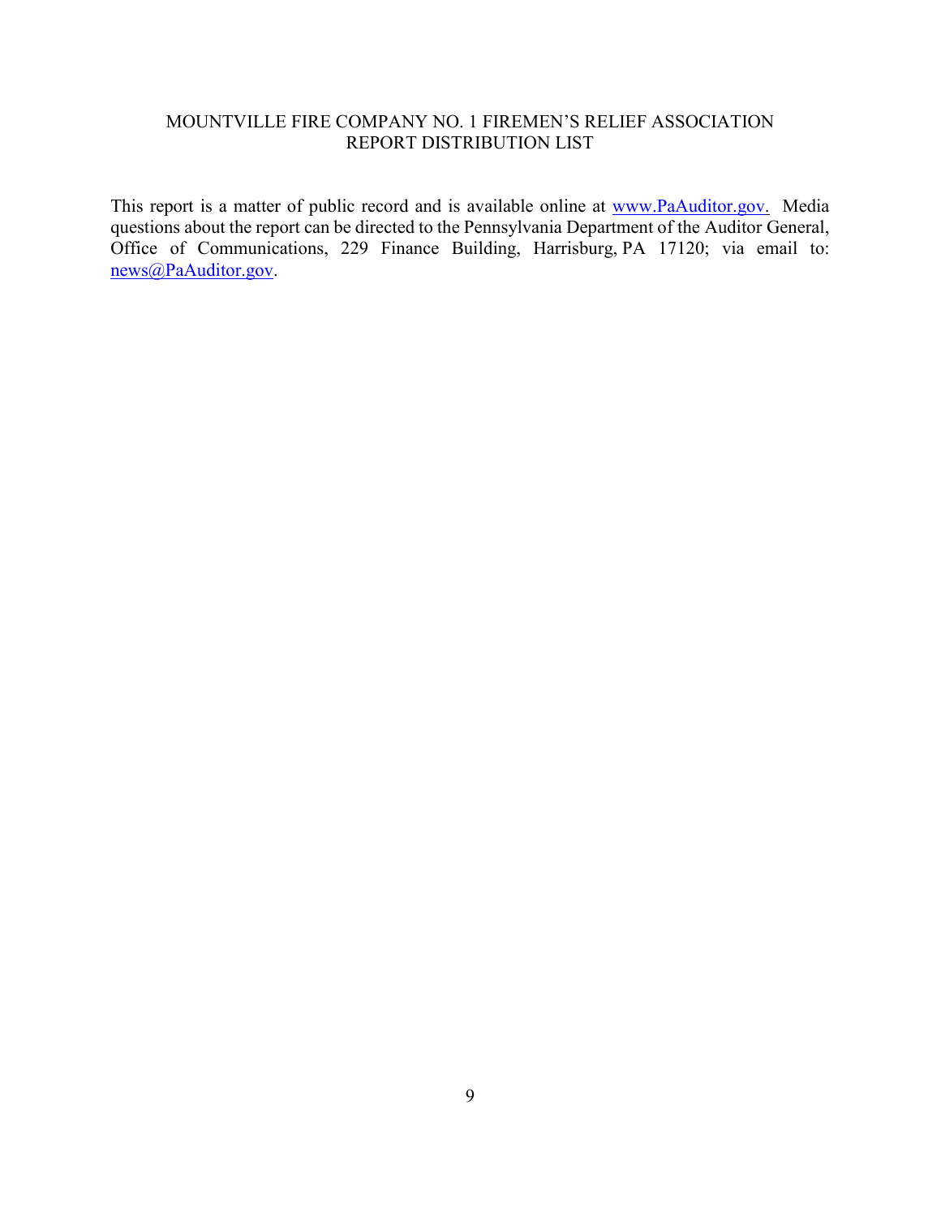# MOUNTVILLE FIRE COMPANY NO. 1 FIREMEN'S RELIEF ASSOCIATION REPORT DISTRIBUTION LIST

This report is a matter of public record and is available online at www.PaAuditor.gov. Media questions about the report can be directed to the Pennsylvania Department of the Auditor General, Office of Communications, 229 Finance Building, Harrisburg, PA 17120; via email to: news@PaAuditor.gov.